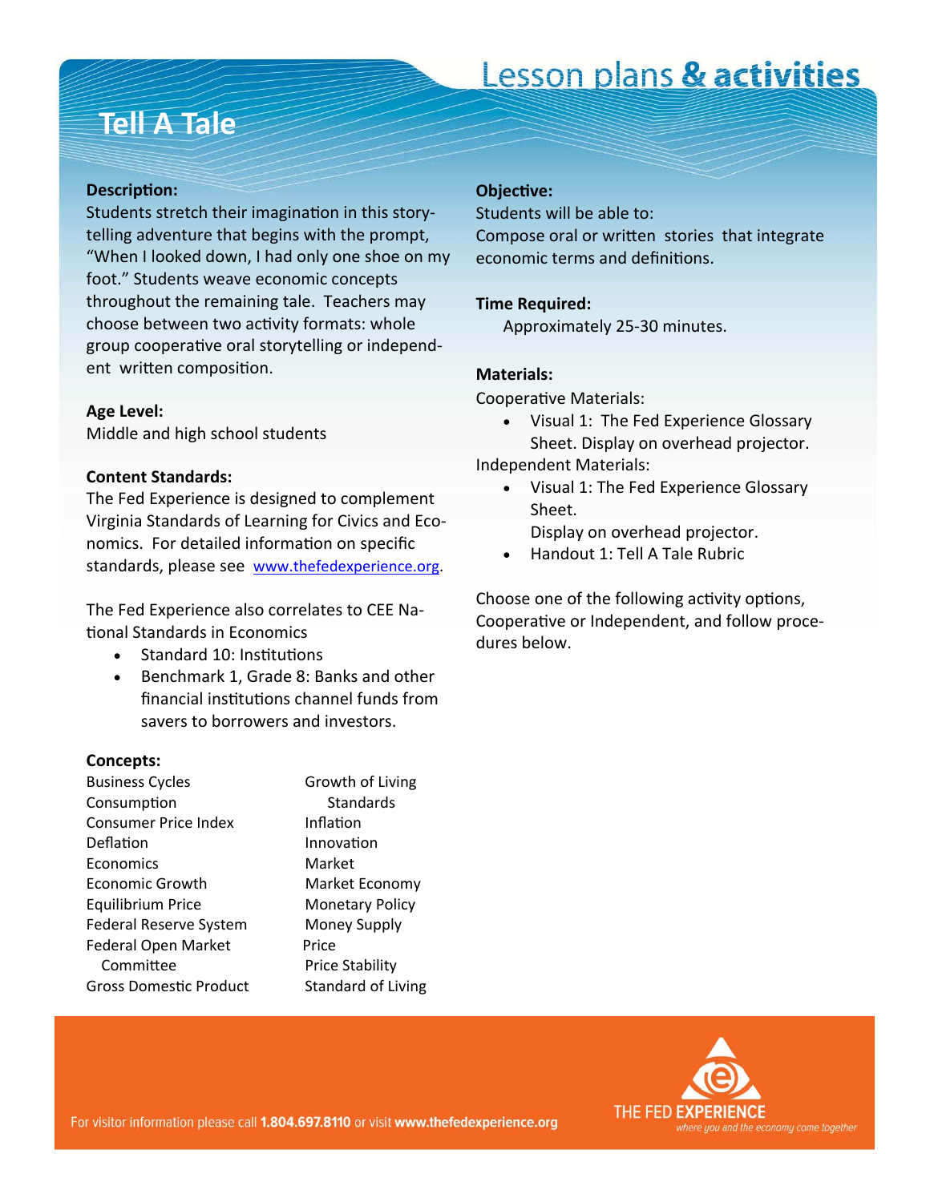# Tell A Tale

**Description:**
Students stretch their imagination in this story-telling adventure that begins with the prompt, "When I looked down, I had only one shoe on my foot." Students weave economic concepts throughout the remaining tale. Teachers may choose between two activity formats: whole group cooperative oral storytelling or independent written composition.

**Age Level:**
Middle and high school students

**Content Standards:**
The Fed Experience is designed to complement Virginia Standards of Learning for Civics and Economics. For detailed information on specific standards, please see www.thefedexperience.org.

The Fed Experience also correlates to CEE National Standards in Economics

- Standard 10: Institutions
- Benchmark 1, Grade 8: Banks and other financial institutions channel funds from savers to borrowers and investors.

**Concepts:**

- Business Cycles
- Consumption
- Consumer Price Index
- Deflation
- Economics
- Economic Growth
- Equilibrium Price
- Federal Reserve System
- Federal Open Market Committee
- Gross Domestic Product
- Growth of Living Standards
- Inflation
- Innovation
- Market
- Market Economy
- Monetary Policy
- Money Supply
- Price
- Price Stability
- Standard of Living

**Objective:**
Students will be able to:
Compose oral or written stories that integrate economic terms and definitions.

**Time Required:**
Approximately 25-30 minutes.

**Materials:**
Cooperative Materials:

- Visual 1: The Fed Experience Glossary Sheet. Display on overhead projector.

Independent Materials:

- Visual 1: The Fed Experience Glossary Sheet.
  Display on overhead projector.
- Handout 1: Tell A Tale Rubric

Choose one of the following activity options, Cooperative or Independent, and follow procedures below.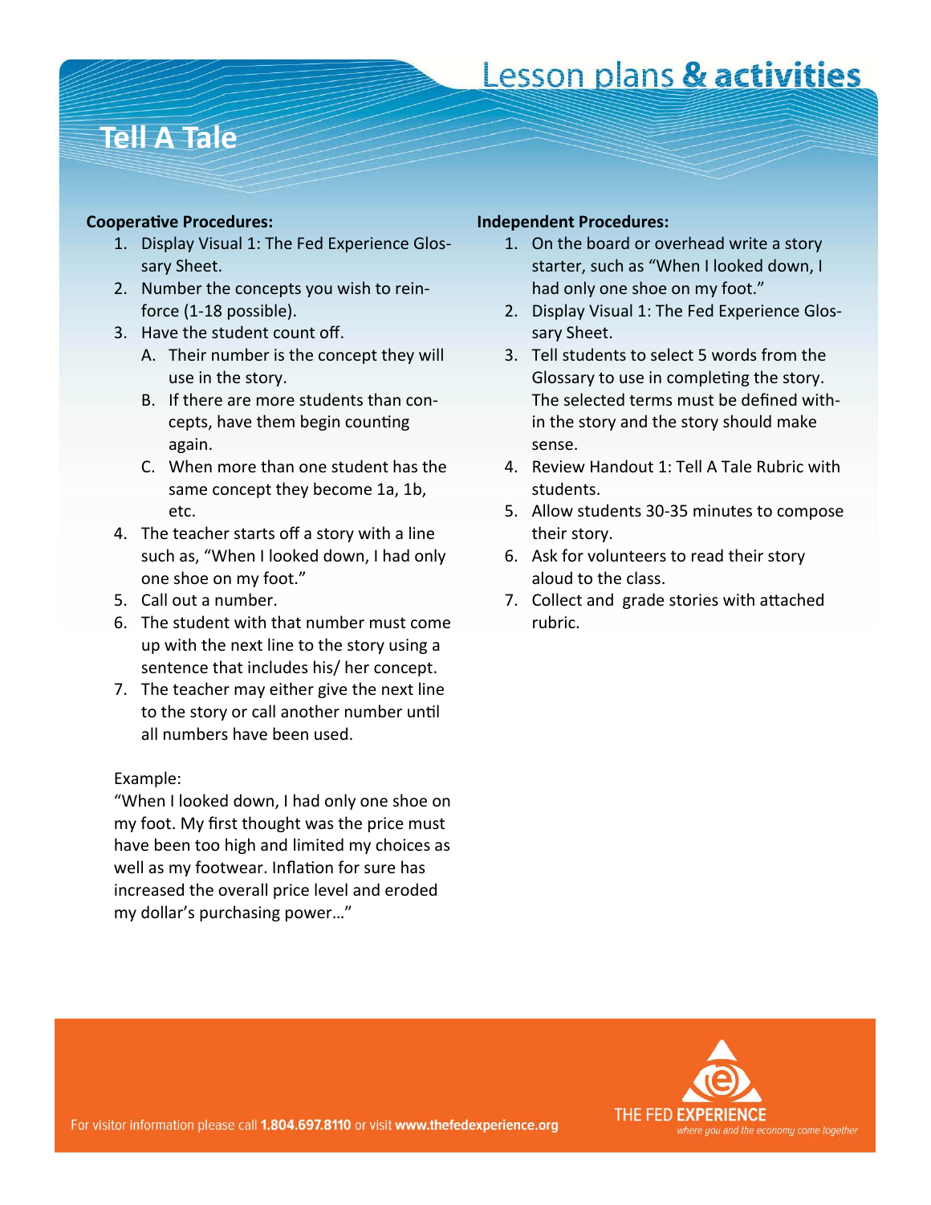# Tell A Tale

**Cooperative Procedures:**

1. Display Visual 1: The Fed Experience Glossary Sheet.
2. Number the concepts you wish to reinforce (1-18 possible).
3. Have the student count off.
   A. Their number is the concept they will use in the story.
   B. If there are more students than concepts, have them begin counting again.
   C. When more than one student has the same concept they become 1a, 1b, etc.
4. The teacher starts off a story with a line such as, "When I looked down, I had only one shoe on my foot."
5. Call out a number.
6. The student with that number must come up with the next line to the story using a sentence that includes his/ her concept.
7. The teacher may either give the next line to the story or call another number until all numbers have been used.

Example:
"When I looked down, I had only one shoe on my foot. My first thought was the price must have been too high and limited my choices as well as my footwear. Inflation for sure has increased the overall price level and eroded my dollar's purchasing power…"

**Independent Procedures:**

1. On the board or overhead write a story starter, such as "When I looked down, I had only one shoe on my foot."
2. Display Visual 1: The Fed Experience Glossary Sheet.
3. Tell students to select 5 words from the Glossary to use in completing the story. The selected terms must be defined within the story and the story should make sense.
4. Review Handout 1: Tell A Tale Rubric with students.
5. Allow students 30-35 minutes to compose their story.
6. Ask for volunteers to read their story aloud to the class.
7. Collect and grade stories with attached rubric.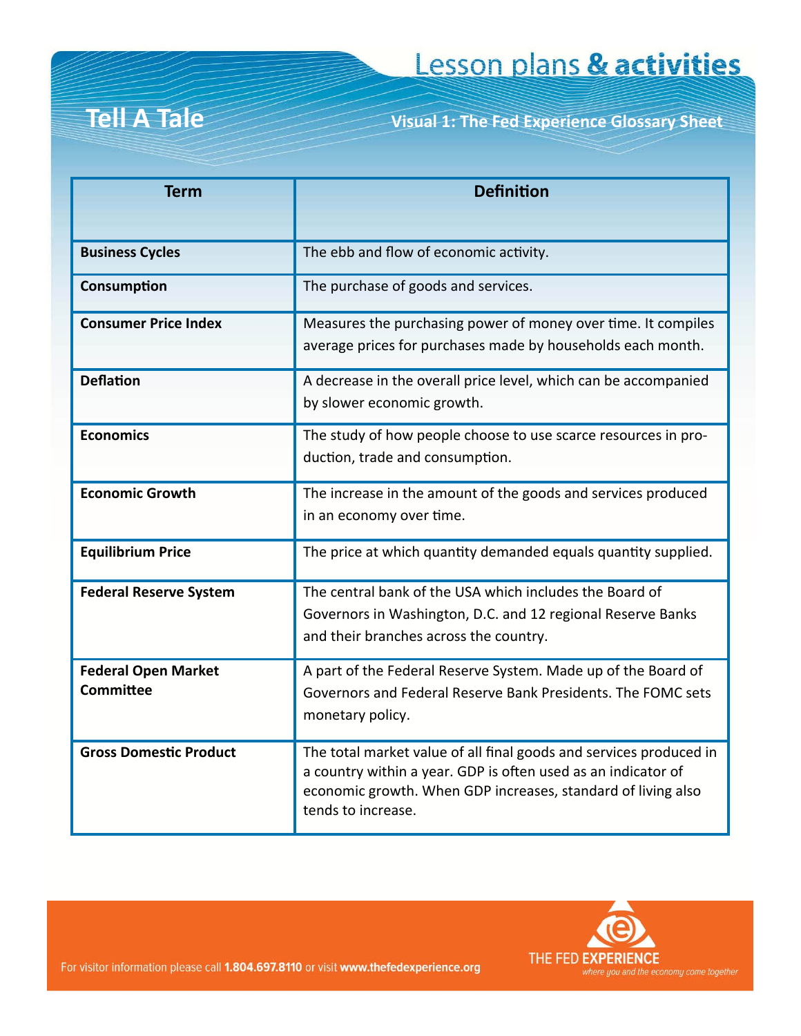# Lesson plans & activities

## Tell A Tale

### Visual 1: The Fed Experience Glossary Sheet

| Term | Definition |
| --- | --- |
| **Business Cycles** | The ebb and flow of economic activity. |
| **Consumption** | The purchase of goods and services. |
| **Consumer Price Index** | Measures the purchasing power of money over time. It compiles average prices for purchases made by households each month. |
| **Deflation** | A decrease in the overall price level, which can be accompanied by slower economic growth. |
| **Economics** | The study of how people choose to use scarce resources in production, trade and consumption. |
| **Economic Growth** | The increase in the amount of the goods and services produced in an economy over time. |
| **Equilibrium Price** | The price at which quantity demanded equals quantity supplied. |
| **Federal Reserve System** | The central bank of the USA which includes the Board of Governors in Washington, D.C. and 12 regional Reserve Banks and their branches across the country. |
| **Federal Open Market Committee** | A part of the Federal Reserve System. Made up of the Board of Governors and Federal Reserve Bank Presidents. The FOMC sets monetary policy. |
| **Gross Domestic Product** | The total market value of all final goods and services produced in a country within a year. GDP is often used as an indicator of economic growth. When GDP increases, standard of living also tends to increase. |

For visitor information please call **1.804.697.8110** or visit **www.thefedexperience.org**

THE FED **EXPERIENCE**
*where you and the economy come together*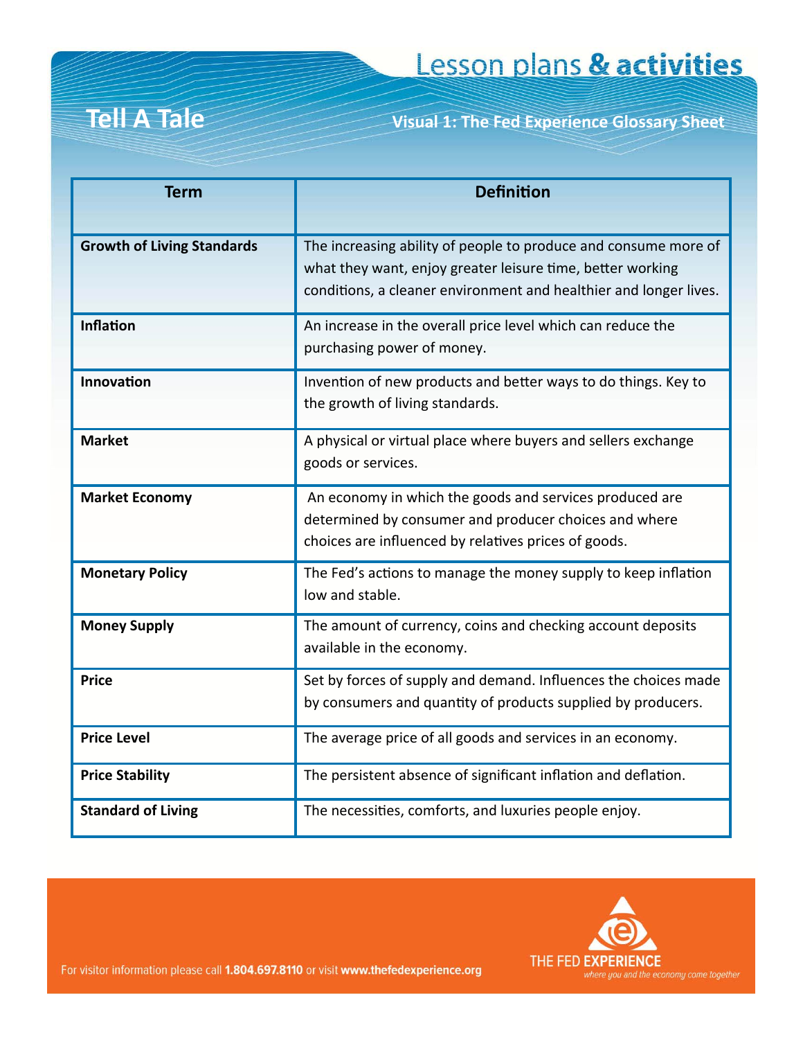# Lesson plans & activities

## Tell A Tale

### Visual 1: The Fed Experience Glossary Sheet

| Term | Definition |
|---|---|
| **Growth of Living Standards** | The increasing ability of people to produce and consume more of what they want, enjoy greater leisure time, better working conditions, a cleaner environment and healthier and longer lives. |
| **Inflation** | An increase in the overall price level which can reduce the purchasing power of money. |
| **Innovation** | Invention of new products and better ways to do things. Key to the growth of living standards. |
| **Market** | A physical or virtual place where buyers and sellers exchange goods or services. |
| **Market Economy** | An economy in which the goods and services produced are determined by consumer and producer choices and where choices are influenced by relatives prices of goods. |
| **Monetary Policy** | The Fed's actions to manage the money supply to keep inflation low and stable. |
| **Money Supply** | The amount of currency, coins and checking account deposits available in the economy. |
| **Price** | Set by forces of supply and demand. Influences the choices made by consumers and quantity of products supplied by producers. |
| **Price Level** | The average price of all goods and services in an economy. |
| **Price Stability** | The persistent absence of significant inflation and deflation. |
| **Standard of Living** | The necessities, comforts, and luxuries people enjoy. |

For visitor information please call **1.804.697.8110** or visit **www.thefedexperience.org**

THE FED **EXPERIENCE**
*where you and the economy come together*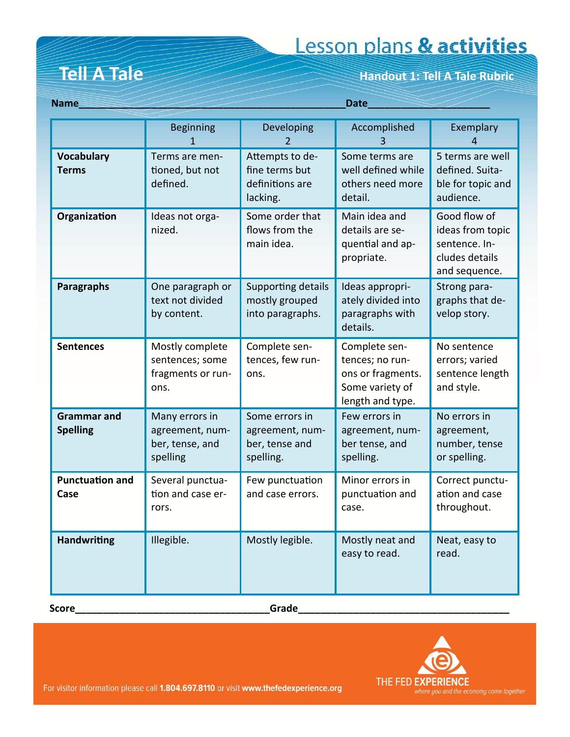Lesson plans & activities

# Tell A Tale

## Handout 1: Tell A Tale Rubric

**Name**\_\_\_\_\_\_\_\_\_\_\_\_\_\_\_\_\_\_\_\_\_\_\_\_\_\_\_\_\_\_\_\_\_\_\_\_\_\_\_\_**Date**\_\_\_\_\_\_\_\_\_\_\_\_\_\_\_\_\_\_\_\_

| | Beginning 1 | Developing 2 | Accomplished 3 | Exemplary 4 |
|---|---|---|---|---|
| **Vocabulary Terms** | Terms are mentioned, but not defined. | Attempts to define terms but definitions are lacking. | Some terms are well defined while others need more detail. | 5 terms are well defined. Suitable for topic and audience. |
| **Organization** | Ideas not organized. | Some order that flows from the main idea. | Main idea and details are sequential and appropriate. | Good flow of ideas from topic sentence. Includes details and sequence. |
| **Paragraphs** | One paragraph or text not divided by content. | Supporting details mostly grouped into paragraphs. | Ideas appropriately divided into paragraphs with details. | Strong paragraphs that develop story. |
| **Sentences** | Mostly complete sentences; some fragments or run-ons. | Complete sentences, few run-ons. | Complete sentences; no run-ons or fragments. Some variety of length and type. | No sentence errors; varied sentence length and style. |
| **Grammar and Spelling** | Many errors in agreement, number, tense, and spelling | Some errors in agreement, number, tense and spelling. | Few errors in agreement, number tense, and spelling. | No errors in agreement, number, tense or spelling. |
| **Punctuation and Case** | Several punctuation and case errors. | Few punctuation and case errors. | Minor errors in punctuation and case. | Correct punctuation and case throughout. |
| **Handwriting** | Illegible. | Mostly legible. | Mostly neat and easy to read. | Neat, easy to read. |

**Score**\_\_\_\_\_\_\_\_\_\_\_\_\_\_\_\_\_\_\_\_\_\_\_\_\_\_\_\_\_\_\_\_**Grade**\_\_\_\_\_\_\_\_\_\_\_\_\_\_\_\_\_\_\_\_\_\_\_\_\_\_\_\_\_\_\_\_

For visitor information please call **1.804.697.8110** or visit **www.thefedexperience.org**

THE FED **EXPERIENCE**
*where you and the economy come together*